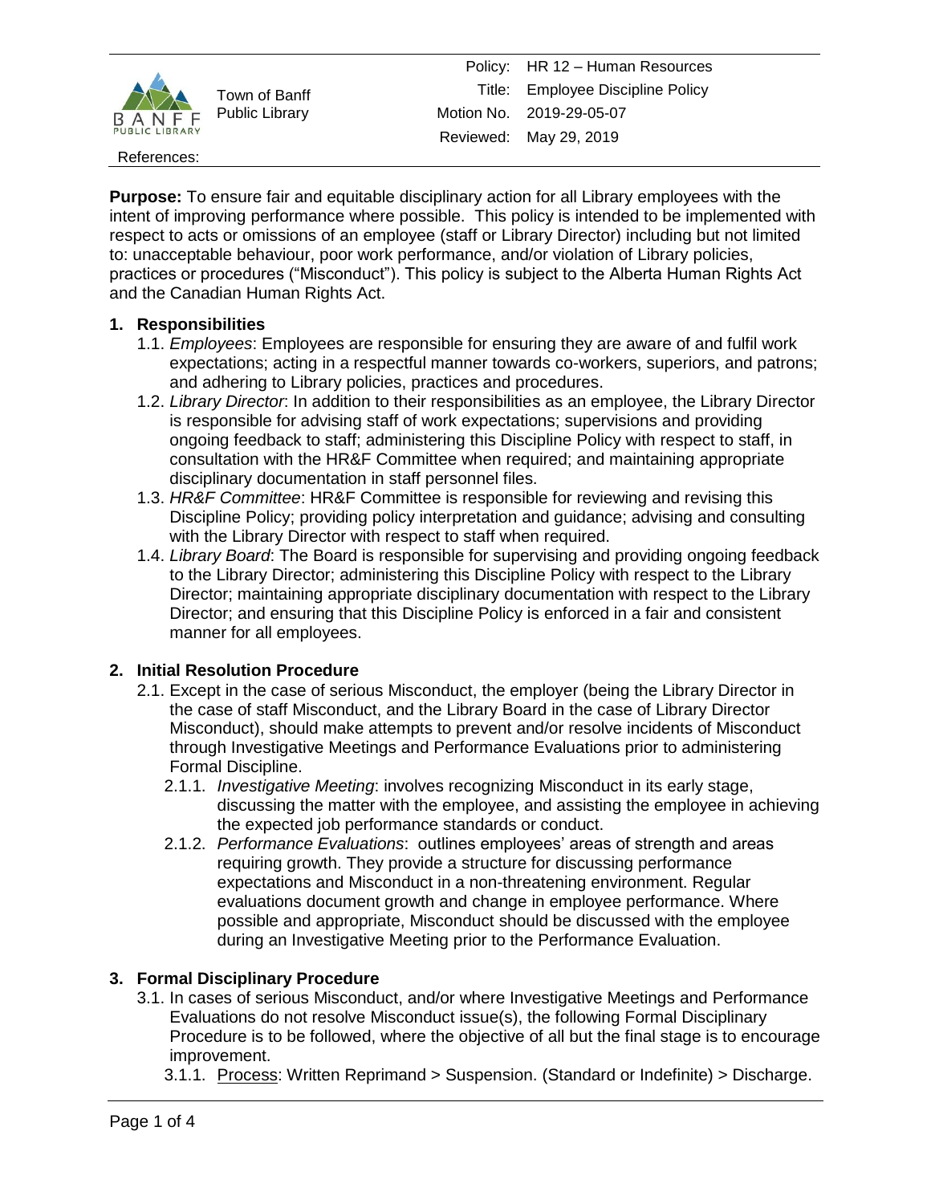Town of Banff Public Library

| | |
|---|---|
| Policy: | HR 12 – Human Resources |
| Title: | Employee Discipline Policy |
| Motion No. | 2019-29-05-07 |
| Reviewed: | May 29, 2019 |

References:

**Purpose:** To ensure fair and equitable disciplinary action for all Library employees with the intent of improving performance where possible. This policy is intended to be implemented with respect to acts or omissions of an employee (staff or Library Director) including but not limited to: unacceptable behaviour, poor work performance, and/or violation of Library policies, practices or procedures ("Misconduct"). This policy is subject to the Alberta Human Rights Act and the Canadian Human Rights Act.

## 1. Responsibilities

1.1. *Employees*: Employees are responsible for ensuring they are aware of and fulfil work expectations; acting in a respectful manner towards co-workers, superiors, and patrons; and adhering to Library policies, practices and procedures.

1.2. *Library Director*: In addition to their responsibilities as an employee, the Library Director is responsible for advising staff of work expectations; supervisions and providing ongoing feedback to staff; administering this Discipline Policy with respect to staff, in consultation with the HR&F Committee when required; and maintaining appropriate disciplinary documentation in staff personnel files.

1.3. *HR&F Committee*: HR&F Committee is responsible for reviewing and revising this Discipline Policy; providing policy interpretation and guidance; advising and consulting with the Library Director with respect to staff when required.

1.4. *Library Board*: The Board is responsible for supervising and providing ongoing feedback to the Library Director; administering this Discipline Policy with respect to the Library Director; maintaining appropriate disciplinary documentation with respect to the Library Director; and ensuring that this Discipline Policy is enforced in a fair and consistent manner for all employees.

## 2. Initial Resolution Procedure

2.1. Except in the case of serious Misconduct, the employer (being the Library Director in the case of staff Misconduct, and the Library Board in the case of Library Director Misconduct), should make attempts to prevent and/or resolve incidents of Misconduct through Investigative Meetings and Performance Evaluations prior to administering Formal Discipline.

2.1.1. *Investigative Meeting*: involves recognizing Misconduct in its early stage, discussing the matter with the employee, and assisting the employee in achieving the expected job performance standards or conduct.

2.1.2. *Performance Evaluations*: outlines employees' areas of strength and areas requiring growth. They provide a structure for discussing performance expectations and Misconduct in a non-threatening environment. Regular evaluations document growth and change in employee performance. Where possible and appropriate, Misconduct should be discussed with the employee during an Investigative Meeting prior to the Performance Evaluation.

## 3. Formal Disciplinary Procedure

3.1. In cases of serious Misconduct, and/or where Investigative Meetings and Performance Evaluations do not resolve Misconduct issue(s), the following Formal Disciplinary Procedure is to be followed, where the objective of all but the final stage is to encourage improvement.

3.1.1. <u>Process</u>: Written Reprimand > Suspension. (Standard or Indefinite) > Discharge.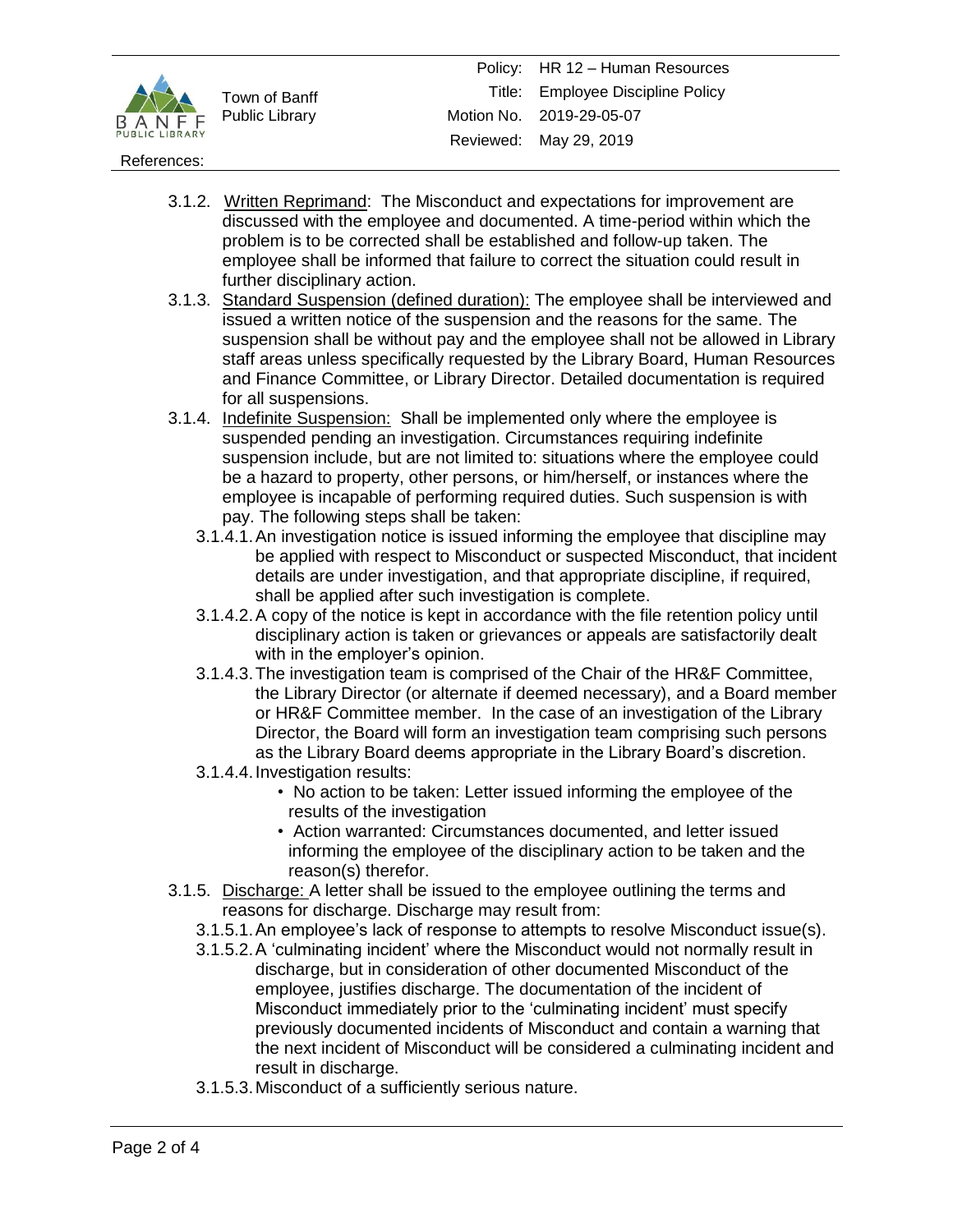3.1.2. Written Reprimand: The Misconduct and expectations for improvement are discussed with the employee and documented. A time-period within which the problem is to be corrected shall be established and follow-up taken. The employee shall be informed that failure to correct the situation could result in further disciplinary action.

3.1.3. Standard Suspension (defined duration): The employee shall be interviewed and issued a written notice of the suspension and the reasons for the same. The suspension shall be without pay and the employee shall not be allowed in Library staff areas unless specifically requested by the Library Board, Human Resources and Finance Committee, or Library Director. Detailed documentation is required for all suspensions.

3.1.4. Indefinite Suspension: Shall be implemented only where the employee is suspended pending an investigation. Circumstances requiring indefinite suspension include, but are not limited to: situations where the employee could be a hazard to property, other persons, or him/herself, or instances where the employee is incapable of performing required duties. Such suspension is with pay. The following steps shall be taken:

3.1.4.1. An investigation notice is issued informing the employee that discipline may be applied with respect to Misconduct or suspected Misconduct, that incident details are under investigation, and that appropriate discipline, if required, shall be applied after such investigation is complete.

3.1.4.2. A copy of the notice is kept in accordance with the file retention policy until disciplinary action is taken or grievances or appeals are satisfactorily dealt with in the employer's opinion.

3.1.4.3. The investigation team is comprised of the Chair of the HR&F Committee, the Library Director (or alternate if deemed necessary), and a Board member or HR&F Committee member. In the case of an investigation of the Library Director, the Board will form an investigation team comprising such persons as the Library Board deems appropriate in the Library Board's discretion.

3.1.4.4. Investigation results:

- No action to be taken: Letter issued informing the employee of the results of the investigation
- Action warranted: Circumstances documented, and letter issued informing the employee of the disciplinary action to be taken and the reason(s) therefor.

3.1.5. Discharge: A letter shall be issued to the employee outlining the terms and reasons for discharge. Discharge may result from:

3.1.5.1. An employee's lack of response to attempts to resolve Misconduct issue(s).

3.1.5.2. A 'culminating incident' where the Misconduct would not normally result in discharge, but in consideration of other documented Misconduct of the employee, justifies discharge. The documentation of the incident of Misconduct immediately prior to the 'culminating incident' must specify previously documented incidents of Misconduct and contain a warning that the next incident of Misconduct will be considered a culminating incident and result in discharge.

3.1.5.3. Misconduct of a sufficiently serious nature.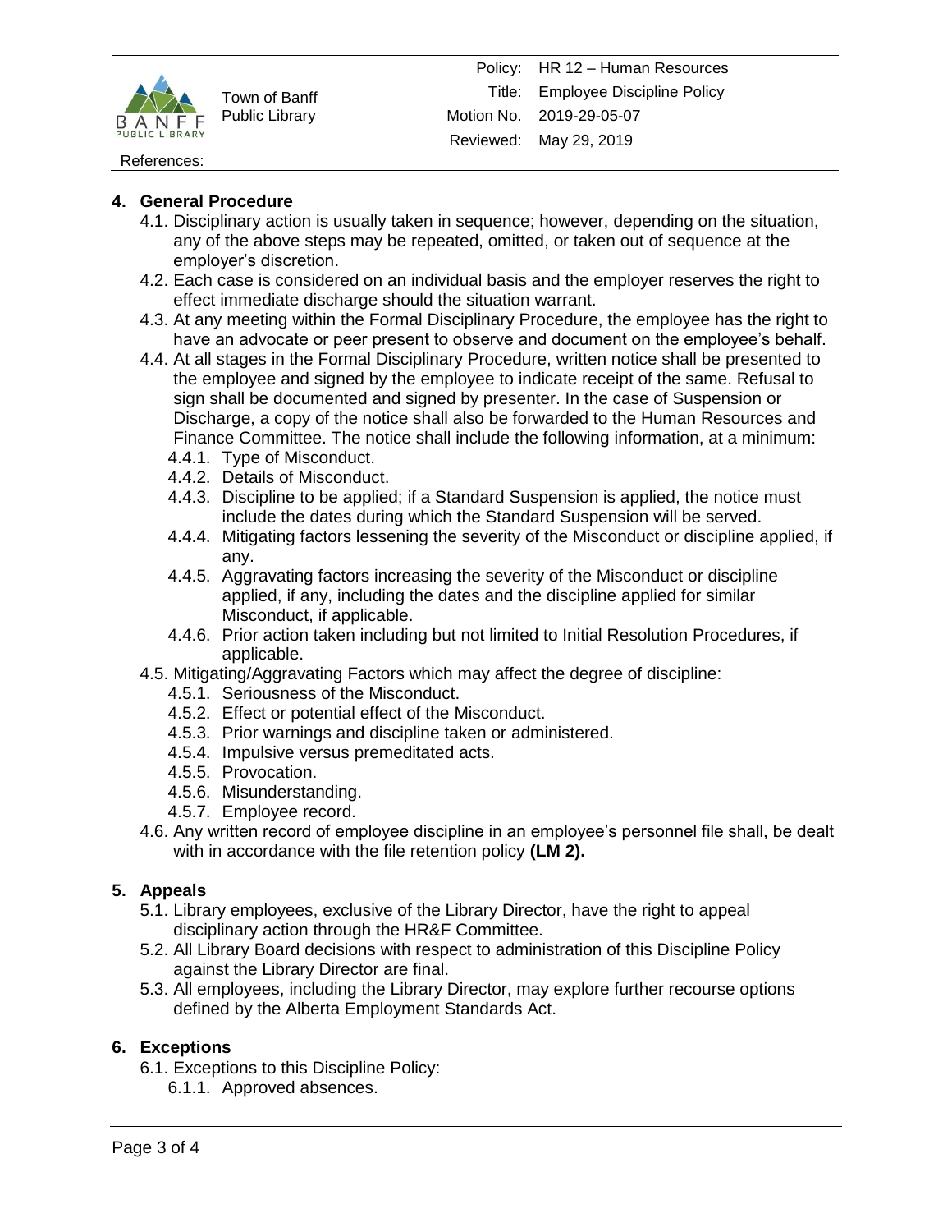## 4. General Procedure

4.1. Disciplinary action is usually taken in sequence; however, depending on the situation, any of the above steps may be repeated, omitted, or taken out of sequence at the employer's discretion.

4.2. Each case is considered on an individual basis and the employer reserves the right to effect immediate discharge should the situation warrant.

4.3. At any meeting within the Formal Disciplinary Procedure, the employee has the right to have an advocate or peer present to observe and document on the employee's behalf.

4.4. At all stages in the Formal Disciplinary Procedure, written notice shall be presented to the employee and signed by the employee to indicate receipt of the same. Refusal to sign shall be documented and signed by presenter. In the case of Suspension or Discharge, a copy of the notice shall also be forwarded to the Human Resources and Finance Committee. The notice shall include the following information, at a minimum:

- 4.4.1. Type of Misconduct.
- 4.4.2. Details of Misconduct.
- 4.4.3. Discipline to be applied; if a Standard Suspension is applied, the notice must include the dates during which the Standard Suspension will be served.
- 4.4.4. Mitigating factors lessening the severity of the Misconduct or discipline applied, if any.
- 4.4.5. Aggravating factors increasing the severity of the Misconduct or discipline applied, if any, including the dates and the discipline applied for similar Misconduct, if applicable.
- 4.4.6. Prior action taken including but not limited to Initial Resolution Procedures, if applicable.

4.5. Mitigating/Aggravating Factors which may affect the degree of discipline:

- 4.5.1. Seriousness of the Misconduct.
- 4.5.2. Effect or potential effect of the Misconduct.
- 4.5.3. Prior warnings and discipline taken or administered.
- 4.5.4. Impulsive versus premeditated acts.
- 4.5.5. Provocation.
- 4.5.6. Misunderstanding.
- 4.5.7. Employee record.

4.6. Any written record of employee discipline in an employee's personnel file shall, be dealt with in accordance with the file retention policy **(LM 2).**

## 5. Appeals

5.1. Library employees, exclusive of the Library Director, have the right to appeal disciplinary action through the HR&F Committee.

5.2. All Library Board decisions with respect to administration of this Discipline Policy against the Library Director are final.

5.3. All employees, including the Library Director, may explore further recourse options defined by the Alberta Employment Standards Act.

## 6. Exceptions

6.1. Exceptions to this Discipline Policy:

- 6.1.1. Approved absences.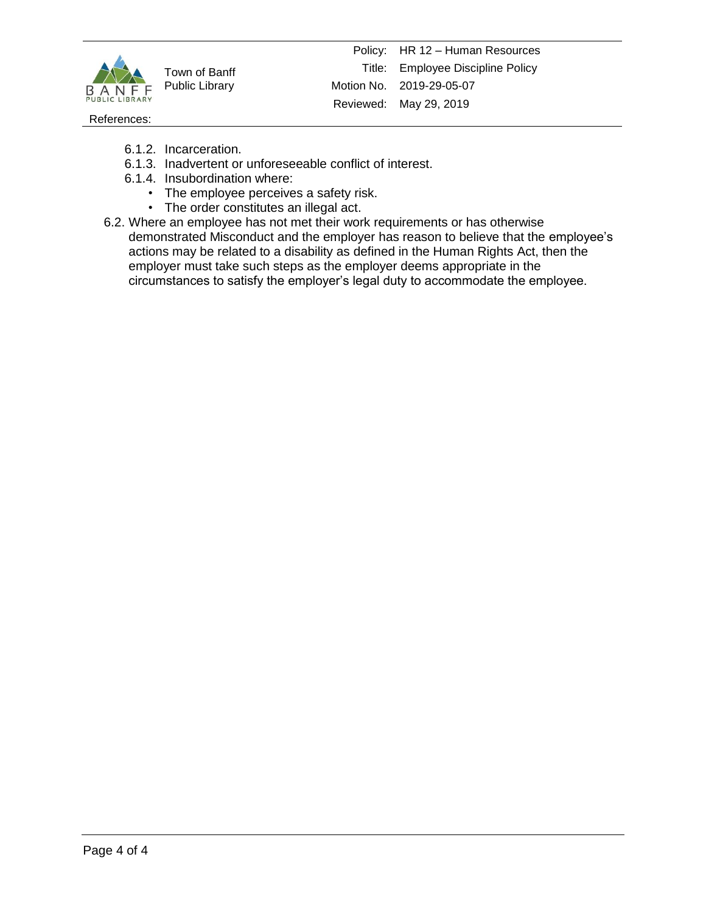6.1.2. Incarceration.

6.1.3. Inadvertent or unforeseeable conflict of interest.

6.1.4. Insubordination where:

- The employee perceives a safety risk.
- The order constitutes an illegal act.

6.2. Where an employee has not met their work requirements or has otherwise demonstrated Misconduct and the employer has reason to believe that the employee's actions may be related to a disability as defined in the Human Rights Act, then the employer must take such steps as the employer deems appropriate in the circumstances to satisfy the employer's legal duty to accommodate the employee.